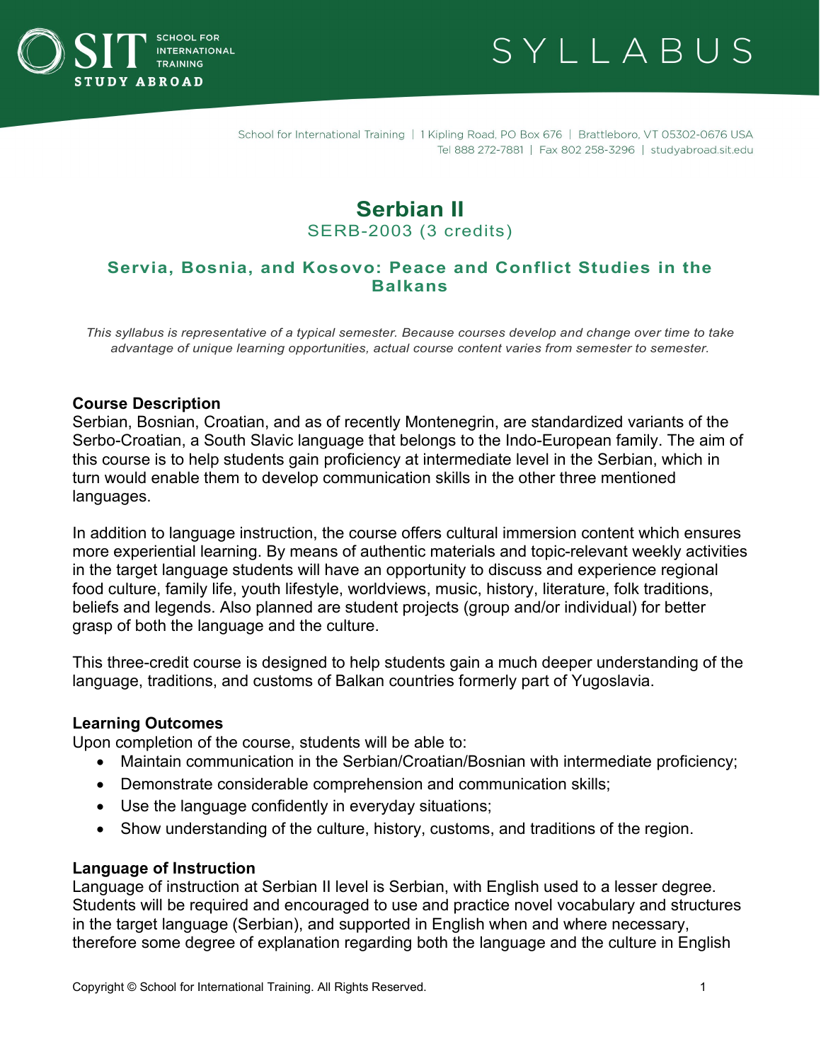# Serbian II

SERB-2003 (3 credits)

## Servia, Bosnia, and Kosovo: Peace and Conflict Studies in the Balkans

*This syllabus is representative of a typical semester. Because courses develop and change over time to take advantage of unique learning opportunities, actual course content varies from semester to semester.*

### Course Description

Serbian, Bosnian, Croatian, and as of recently Montenegrin, are standardized variants of the Serbo-Croatian, a South Slavic language that belongs to the Indo-European family. The aim of this course is to help students gain proficiency at intermediate level in the Serbian, which in turn would enable them to develop communication skills in the other three mentioned languages.

In addition to language instruction, the course offers cultural immersion content which ensures more experiential learning. By means of authentic materials and topic-relevant weekly activities in the target language students will have an opportunity to discuss and experience regional food culture, family life, youth lifestyle, worldviews, music, history, literature, folk traditions, beliefs and legends. Also planned are student projects (group and/or individual) for better grasp of both the language and the culture.

This three-credit course is designed to help students gain a much deeper understanding of the language, traditions, and customs of Balkan countries formerly part of Yugoslavia.

### Learning Outcomes

Upon completion of the course, students will be able to:

- Maintain communication in the Serbian/Croatian/Bosnian with intermediate proficiency;
- Demonstrate considerable comprehension and communication skills;
- Use the language confidently in everyday situations;
- Show understanding of the culture, history, customs, and traditions of the region.

### Language of Instruction

Language of instruction at Serbian II level is Serbian, with English used to a lesser degree. Students will be required and encouraged to use and practice novel vocabulary and structures in the target language (Serbian), and supported in English when and where necessary, therefore some degree of explanation regarding both the language and the culture in English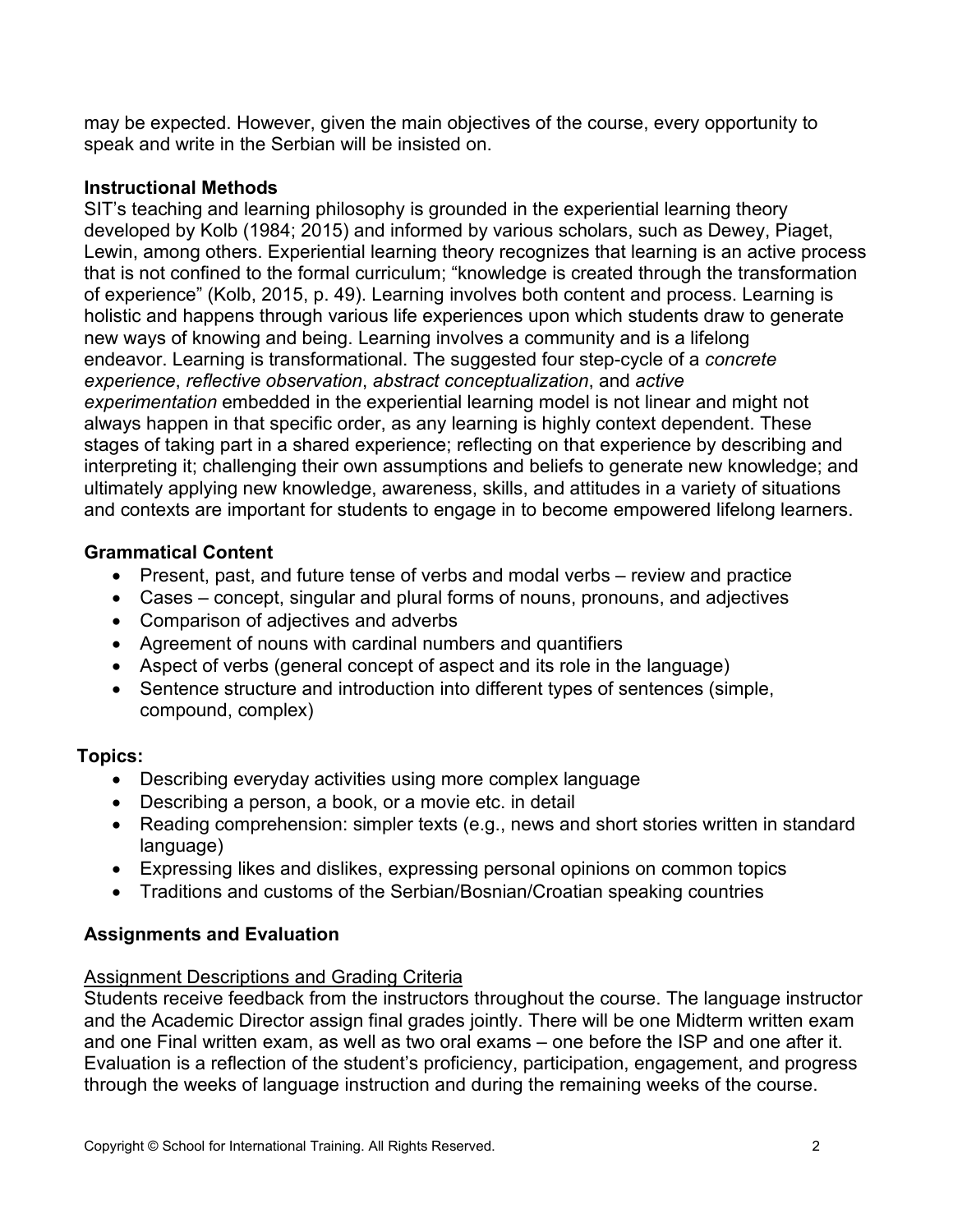may be expected. However, given the main objectives of the course, every opportunity to speak and write in the Serbian will be insisted on.

## Instructional Methods

SIT's teaching and learning philosophy is grounded in the experiential learning theory developed by Kolb (1984; 2015) and informed by various scholars, such as Dewey, Piaget, Lewin, among others. Experiential learning theory recognizes that learning is an active process that is not confined to the formal curriculum; "knowledge is created through the transformation of experience" (Kolb, 2015, p. 49). Learning involves both content and process. Learning is holistic and happens through various life experiences upon which students draw to generate new ways of knowing and being. Learning involves a community and is a lifelong endeavor. Learning is transformational. The suggested four step-cycle of a *concrete experience*, *reflective observation*, *abstract conceptualization*, and *active experimentation* embedded in the experiential learning model is not linear and might not always happen in that specific order, as any learning is highly context dependent. These stages of taking part in a shared experience; reflecting on that experience by describing and interpreting it; challenging their own assumptions and beliefs to generate new knowledge; and ultimately applying new knowledge, awareness, skills, and attitudes in a variety of situations and contexts are important for students to engage in to become empowered lifelong learners.

## Grammatical Content

- Present, past, and future tense of verbs and modal verbs – review and practice
- Cases – concept, singular and plural forms of nouns, pronouns, and adjectives
- Comparison of adjectives and adverbs
- Agreement of nouns with cardinal numbers and quantifiers
- Aspect of verbs (general concept of aspect and its role in the language)
- Sentence structure and introduction into different types of sentences (simple, compound, complex)

## Topics:

- Describing everyday activities using more complex language
- Describing a person, a book, or a movie etc. in detail
- Reading comprehension: simpler texts (e.g., news and short stories written in standard language)
- Expressing likes and dislikes, expressing personal opinions on common topics
- Traditions and customs of the Serbian/Bosnian/Croatian speaking countries

## Assignments and Evaluation

<u>Assignment Descriptions and Grading Criteria</u>

Students receive feedback from the instructors throughout the course. The language instructor and the Academic Director assign final grades jointly. There will be one Midterm written exam and one Final written exam, as well as two oral exams – one before the ISP and one after it. Evaluation is a reflection of the student's proficiency, participation, engagement, and progress through the weeks of language instruction and during the remaining weeks of the course.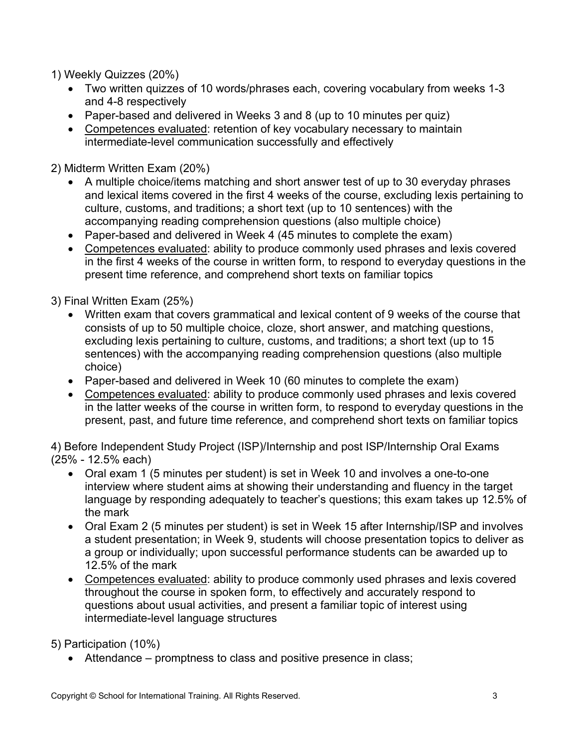1) Weekly Quizzes (20%)

- Two written quizzes of 10 words/phrases each, covering vocabulary from weeks 1-3 and 4-8 respectively
- Paper-based and delivered in Weeks 3 and 8 (up to 10 minutes per quiz)
- <u>Competences evaluated</u>: retention of key vocabulary necessary to maintain intermediate-level communication successfully and effectively

2) Midterm Written Exam (20%)

- A multiple choice/items matching and short answer test of up to 30 everyday phrases and lexical items covered in the first 4 weeks of the course, excluding lexis pertaining to culture, customs, and traditions; a short text (up to 10 sentences) with the accompanying reading comprehension questions (also multiple choice)
- Paper-based and delivered in Week 4 (45 minutes to complete the exam)
- <u>Competences evaluated</u>: ability to produce commonly used phrases and lexis covered in the first 4 weeks of the course in written form, to respond to everyday questions in the present time reference, and comprehend short texts on familiar topics

3) Final Written Exam (25%)

- Written exam that covers grammatical and lexical content of 9 weeks of the course that consists of up to 50 multiple choice, cloze, short answer, and matching questions, excluding lexis pertaining to culture, customs, and traditions; a short text (up to 15 sentences) with the accompanying reading comprehension questions (also multiple choice)
- Paper-based and delivered in Week 10 (60 minutes to complete the exam)
- <u>Competences evaluated</u>: ability to produce commonly used phrases and lexis covered in the latter weeks of the course in written form, to respond to everyday questions in the present, past, and future time reference, and comprehend short texts on familiar topics

4) Before Independent Study Project (ISP)/Internship and post ISP/Internship Oral Exams (25% - 12.5% each)

- Oral exam 1 (5 minutes per student) is set in Week 10 and involves a one-to-one interview where student aims at showing their understanding and fluency in the target language by responding adequately to teacher's questions; this exam takes up 12.5% of the mark
- Oral Exam 2 (5 minutes per student) is set in Week 15 after Internship/ISP and involves a student presentation; in Week 9, students will choose presentation topics to deliver as a group or individually; upon successful performance students can be awarded up to 12.5% of the mark
- <u>Competences evaluated</u>: ability to produce commonly used phrases and lexis covered throughout the course in spoken form, to effectively and accurately respond to questions about usual activities, and present a familiar topic of interest using intermediate-level language structures

5) Participation (10%)

- Attendance – promptness to class and positive presence in class;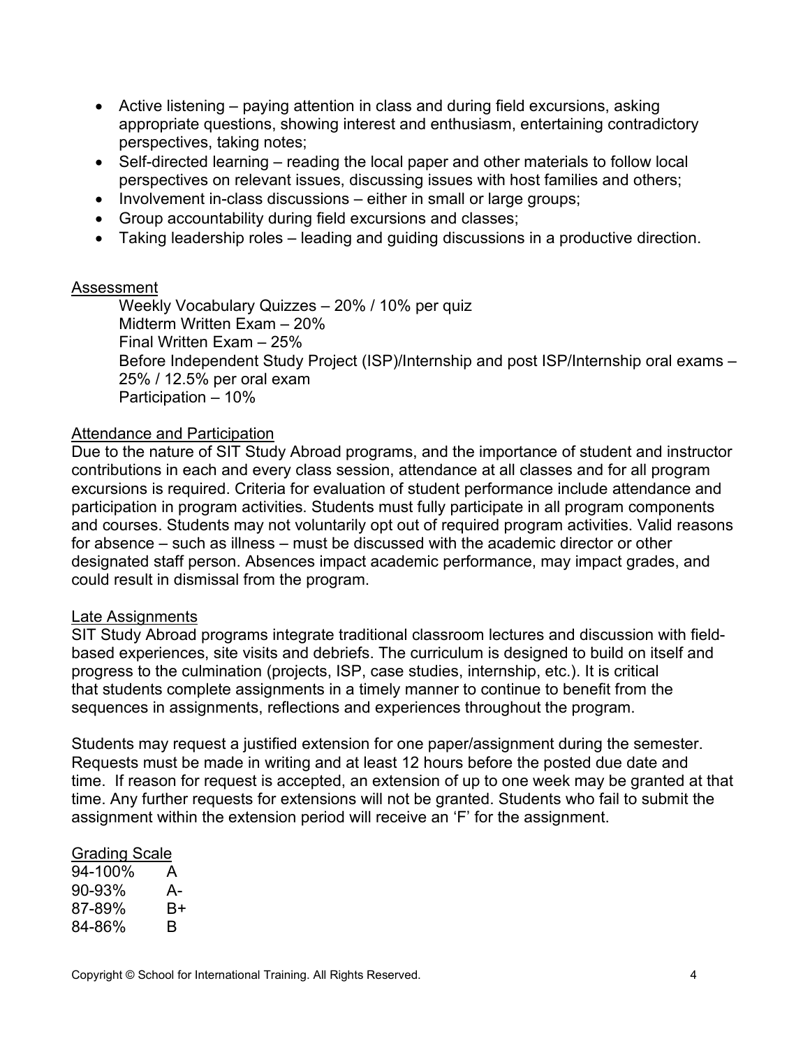- Active listening – paying attention in class and during field excursions, asking appropriate questions, showing interest and enthusiasm, entertaining contradictory perspectives, taking notes;
- Self-directed learning – reading the local paper and other materials to follow local perspectives on relevant issues, discussing issues with host families and others;
- Involvement in-class discussions – either in small or large groups;
- Group accountability during field excursions and classes;
- Taking leadership roles – leading and guiding discussions in a productive direction.

## Assessment

Weekly Vocabulary Quizzes – 20% / 10% per quiz
Midterm Written Exam – 20%
Final Written Exam – 25%
Before Independent Study Project (ISP)/Internship and post ISP/Internship oral exams – 25% / 12.5% per oral exam
Participation – 10%

## Attendance and Participation

Due to the nature of SIT Study Abroad programs, and the importance of student and instructor contributions in each and every class session, attendance at all classes and for all program excursions is required. Criteria for evaluation of student performance include attendance and participation in program activities. Students must fully participate in all program components and courses. Students may not voluntarily opt out of required program activities. Valid reasons for absence – such as illness – must be discussed with the academic director or other designated staff person. Absences impact academic performance, may impact grades, and could result in dismissal from the program.

## Late Assignments

SIT Study Abroad programs integrate traditional classroom lectures and discussion with field-based experiences, site visits and debriefs. The curriculum is designed to build on itself and progress to the culmination (projects, ISP, case studies, internship, etc.). It is critical that students complete assignments in a timely manner to continue to benefit from the sequences in assignments, reflections and experiences throughout the program.

Students may request a justified extension for one paper/assignment during the semester. Requests must be made in writing and at least 12 hours before the posted due date and time. If reason for request is accepted, an extension of up to one week may be granted at that time. Any further requests for extensions will not be granted. Students who fail to submit the assignment within the extension period will receive an 'F' for the assignment.

## Grading Scale

| | |
|---|---|
| 94-100% | A |
| 90-93% | A- |
| 87-89% | B+ |
| 84-86% | B |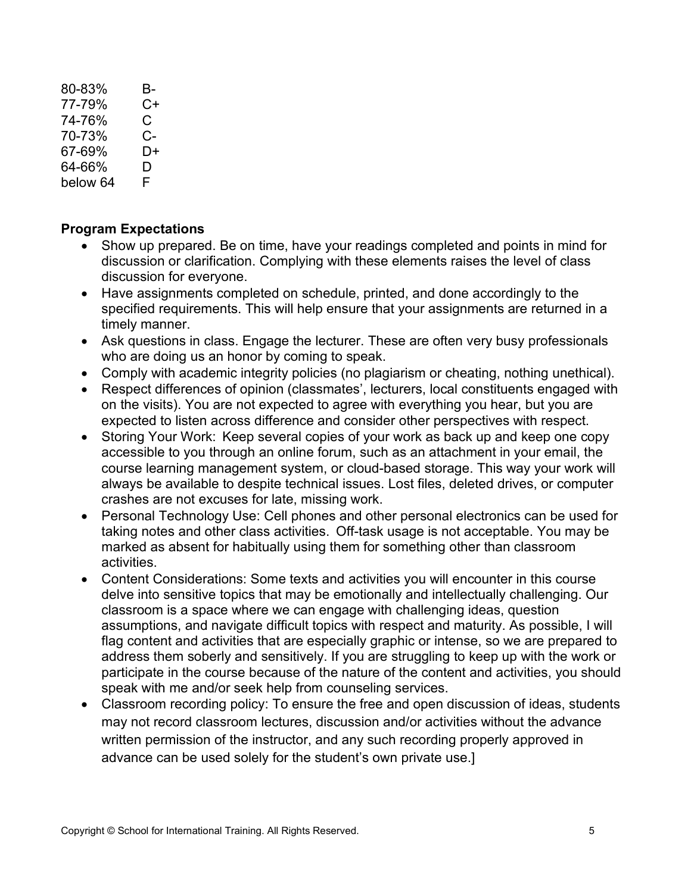| | |
|---|---|
| 80-83% | B- |
| 77-79% | C+ |
| 74-76% | C |
| 70-73% | C- |
| 67-69% | D+ |
| 64-66% | D |
| below 64 | F |

**Program Expectations**

- Show up prepared. Be on time, have your readings completed and points in mind for discussion or clarification. Complying with these elements raises the level of class discussion for everyone.
- Have assignments completed on schedule, printed, and done accordingly to the specified requirements. This will help ensure that your assignments are returned in a timely manner.
- Ask questions in class. Engage the lecturer. These are often very busy professionals who are doing us an honor by coming to speak.
- Comply with academic integrity policies (no plagiarism or cheating, nothing unethical).
- Respect differences of opinion (classmates', lecturers, local constituents engaged with on the visits). You are not expected to agree with everything you hear, but you are expected to listen across difference and consider other perspectives with respect.
- Storing Your Work: Keep several copies of your work as back up and keep one copy accessible to you through an online forum, such as an attachment in your email, the course learning management system, or cloud-based storage. This way your work will always be available to despite technical issues. Lost files, deleted drives, or computer crashes are not excuses for late, missing work.
- Personal Technology Use: Cell phones and other personal electronics can be used for taking notes and other class activities. Off-task usage is not acceptable. You may be marked as absent for habitually using them for something other than classroom activities.
- Content Considerations: Some texts and activities you will encounter in this course delve into sensitive topics that may be emotionally and intellectually challenging. Our classroom is a space where we can engage with challenging ideas, question assumptions, and navigate difficult topics with respect and maturity. As possible, I will flag content and activities that are especially graphic or intense, so we are prepared to address them soberly and sensitively. If you are struggling to keep up with the work or participate in the course because of the nature of the content and activities, you should speak with me and/or seek help from counseling services.
- Classroom recording policy: To ensure the free and open discussion of ideas, students may not record classroom lectures, discussion and/or activities without the advance written permission of the instructor, and any such recording properly approved in advance can be used solely for the student's own private use.]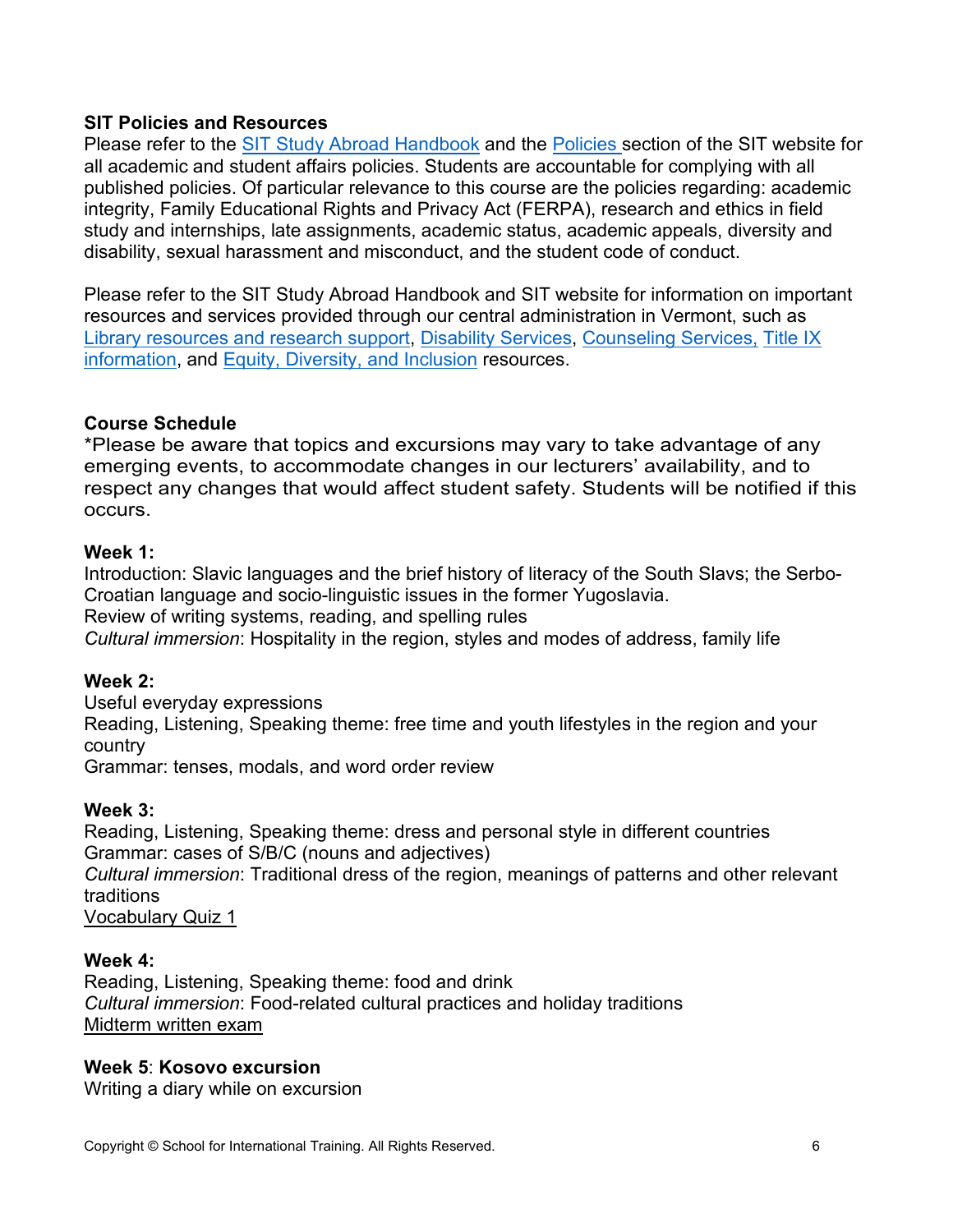**SIT Policies and Resources**

Please refer to the SIT Study Abroad Handbook and the Policies section of the SIT website for all academic and student affairs policies. Students are accountable for complying with all published policies. Of particular relevance to this course are the policies regarding: academic integrity, Family Educational Rights and Privacy Act (FERPA), research and ethics in field study and internships, late assignments, academic status, academic appeals, diversity and disability, sexual harassment and misconduct, and the student code of conduct.

Please refer to the SIT Study Abroad Handbook and SIT website for information on important resources and services provided through our central administration in Vermont, such as Library resources and research support, Disability Services, Counseling Services, Title IX information, and Equity, Diversity, and Inclusion resources.

**Course Schedule**

*Please be aware that topics and excursions may vary to take advantage of any emerging events, to accommodate changes in our lecturers' availability, and to respect any changes that would affect student safety. Students will be notified if this occurs.

**Week 1:**
Introduction: Slavic languages and the brief history of literacy of the South Slavs; the Serbo-Croatian language and socio-linguistic issues in the former Yugoslavia.
Review of writing systems, reading, and spelling rules
*Cultural immersion*: Hospitality in the region, styles and modes of address, family life

**Week 2:**
Useful everyday expressions
Reading, Listening, Speaking theme: free time and youth lifestyles in the region and your country
Grammar: tenses, modals, and word order review

**Week 3:**
Reading, Listening, Speaking theme: dress and personal style in different countries
Grammar: cases of S/B/C (nouns and adjectives)
*Cultural immersion*: Traditional dress of the region, meanings of patterns and other relevant traditions
Vocabulary Quiz 1

**Week 4:**
Reading, Listening, Speaking theme: food and drink
*Cultural immersion*: Food-related cultural practices and holiday traditions
Midterm written exam

**Week 5**: **Kosovo excursion**
Writing a diary while on excursion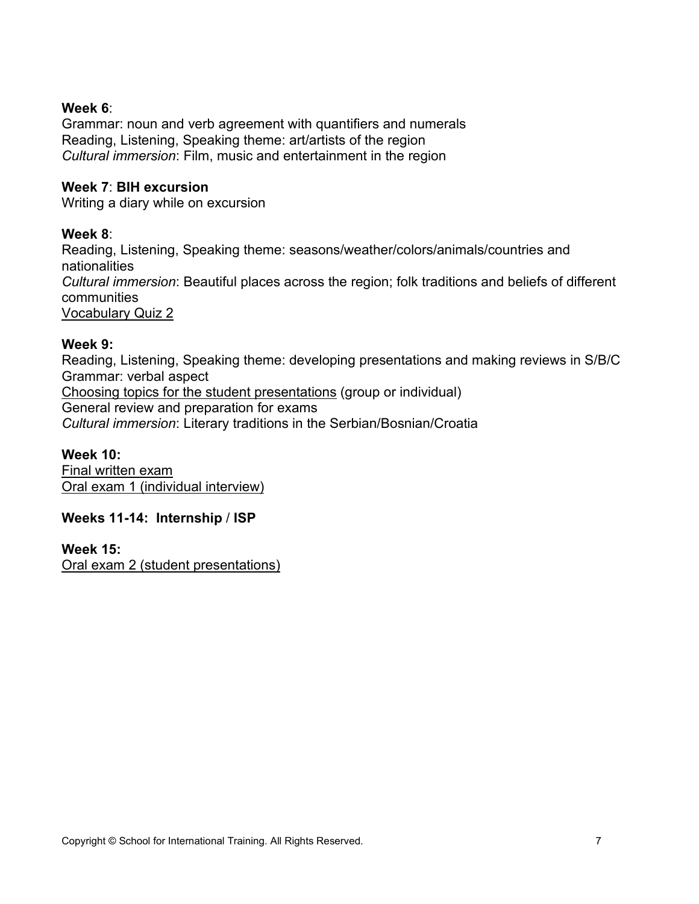**Week 6**:
Grammar: noun and verb agreement with quantifiers and numerals
Reading, Listening, Speaking theme: art/artists of the region
*Cultural immersion*: Film, music and entertainment in the region

**Week 7**: **BIH excursion**
Writing a diary while on excursion

**Week 8**:
Reading, Listening, Speaking theme: seasons/weather/colors/animals/countries and nationalities
*Cultural immersion*: Beautiful places across the region; folk traditions and beliefs of different communities
<u>Vocabulary Quiz 2</u>

**Week 9:**
Reading, Listening, Speaking theme: developing presentations and making reviews in S/B/C
Grammar: verbal aspect
<u>Choosing topics for the student presentations</u> (group or individual)
General review and preparation for exams
*Cultural immersion*: Literary traditions in the Serbian/Bosnian/Croatia

**Week 10:**
<u>Final written exam</u>
<u>Oral exam 1 (individual interview)</u>

**Weeks 11-14: Internship / ISP**

**Week 15:**
<u>Oral exam 2 (student presentations)</u>